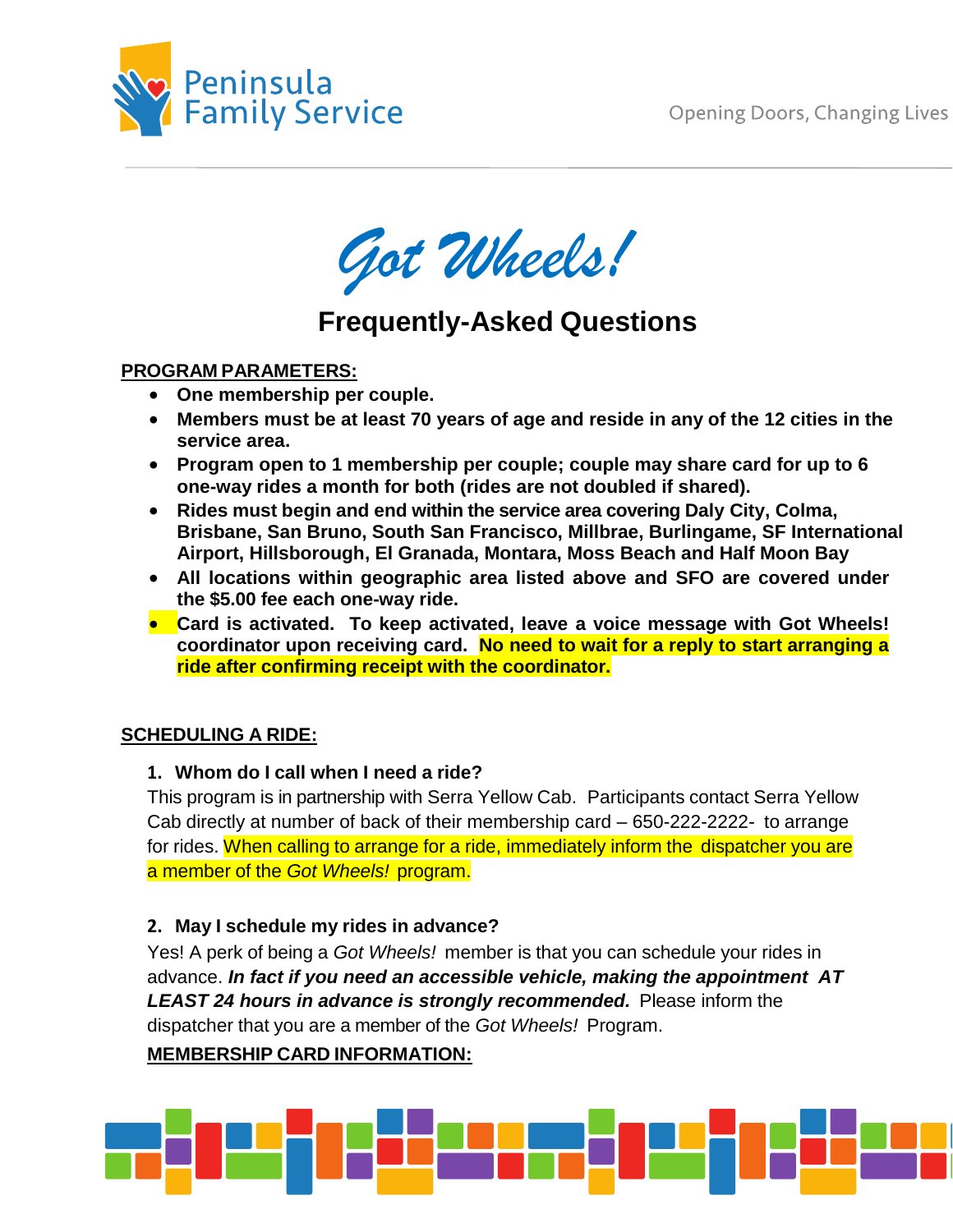Peninsula Family Service

Opening Doors, Changing Lives

# *Got Wheels!*

## Frequently-Asked Questions

**PROGRAM PARAMETERS:**

- **One membership per couple.**
- **Members must be at least 70 years of age and reside in any of the 12 cities in the service area.**
- **Program open to 1 membership per couple; couple may share card for up to 6 one-way rides a month for both (rides are not doubled if shared).**
- **Rides must begin and end within the service area covering Daly City, Colma, Brisbane, San Bruno, South San Francisco, Millbrae, Burlingame, SF International Airport, Hillsborough, El Granada, Montara, Moss Beach and Half Moon Bay**
- **All locations within geographic area listed above and SFO are covered under the $5.00 fee each one-way ride.**
- **Card is activated. To keep activated, leave a voice message with Got Wheels! coordinator upon receiving card. No need to wait for a reply to start arranging a ride after confirming receipt with the coordinator.**

**SCHEDULING A RIDE:**

**1. Whom do I call when I need a ride?**

This program is in partnership with Serra Yellow Cab. Participants contact Serra Yellow Cab directly at number of back of their membership card – 650-222-2222- to arrange for rides. When calling to arrange for a ride, immediately inform the dispatcher you are a member of the *Got Wheels!* program.

**2. May I schedule my rides in advance?**

Yes! A perk of being a *Got Wheels!* member is that you can schedule your rides in advance. ***In fact if you need an accessible vehicle, making the appointment AT LEAST 24 hours in advance is strongly recommended.*** Please inform the dispatcher that you are a member of the *Got Wheels!* Program.

**MEMBERSHIP CARD INFORMATION:**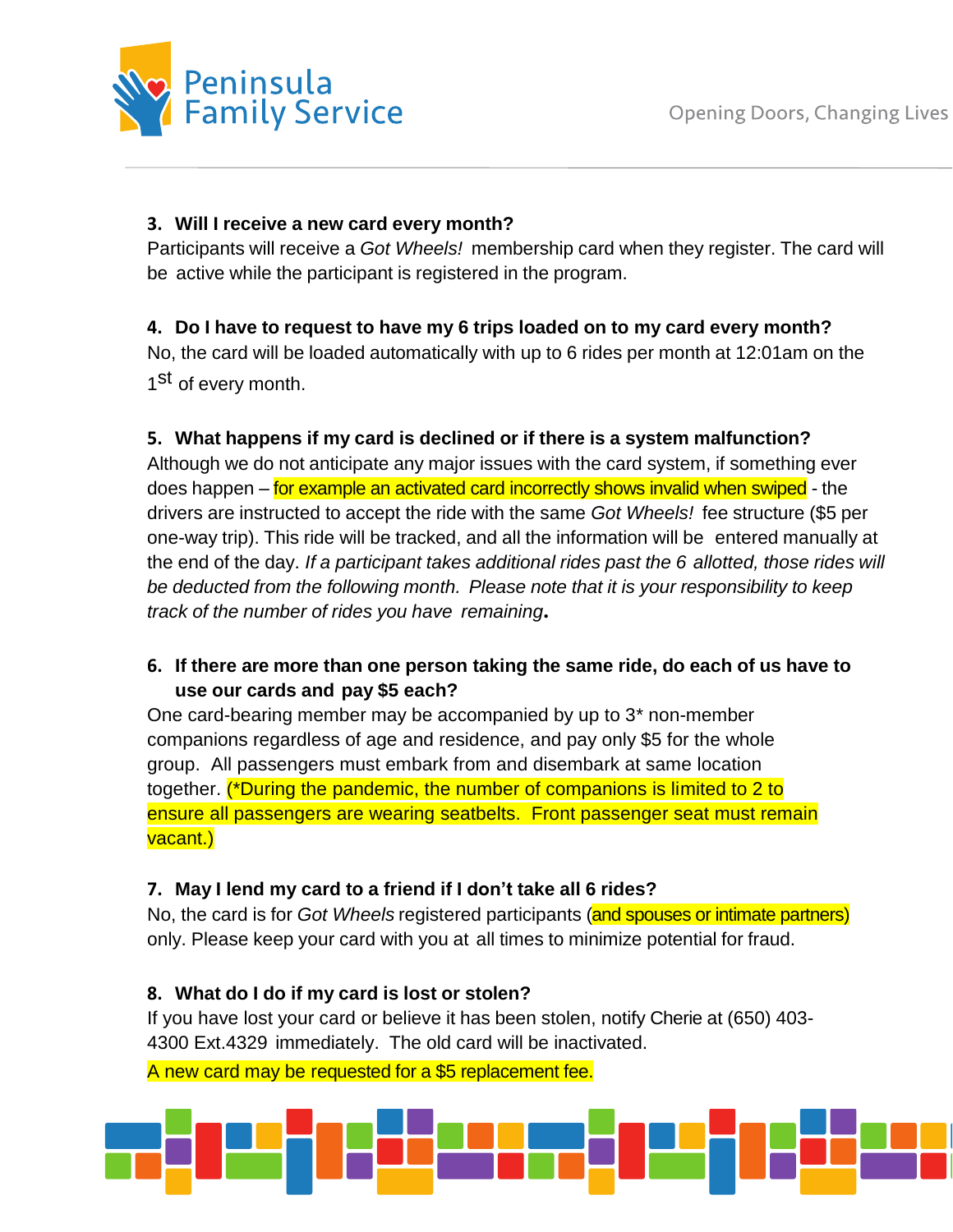### 3. Will I receive a new card every month?

Participants will receive a *Got Wheels!* membership card when they register. The card will be active while the participant is registered in the program.

### 4. Do I have to request to have my 6 trips loaded on to my card every month?

No, the card will be loaded automatically with up to 6 rides per month at 12:01am on the 1st of every month.

### 5. What happens if my card is declined or if there is a system malfunction?

Although we do not anticipate any major issues with the card system, if something ever does happen – for example an activated card incorrectly shows invalid when swiped - the drivers are instructed to accept the ride with the same *Got Wheels!* fee structure ($5 per one-way trip). This ride will be tracked, and all the information will be entered manually at the end of the day. *If a participant takes additional rides past the 6 allotted, those rides will be deducted from the following month. Please note that it is your responsibility to keep track of the number of rides you have remaining***.**

### 6. If there are more than one person taking the same ride, do each of us have to use our cards and pay $5 each?

One card-bearing member may be accompanied by up to 3* non-member companions regardless of age and residence, and pay only $5 for the whole group. All passengers must embark from and disembark at same location together. (*During the pandemic, the number of companions is limited to 2 to ensure all passengers are wearing seatbelts. Front passenger seat must remain vacant.)

### 7. May I lend my card to a friend if I don't take all 6 rides?

No, the card is for *Got Wheels* registered participants (and spouses or intimate partners) only. Please keep your card with you at all times to minimize potential for fraud.

### 8. What do I do if my card is lost or stolen?

If you have lost your card or believe it has been stolen, notify Cherie at (650) 403-4300 Ext.4329 immediately. The old card will be inactivated.

A new card may be requested for a $5 replacement fee.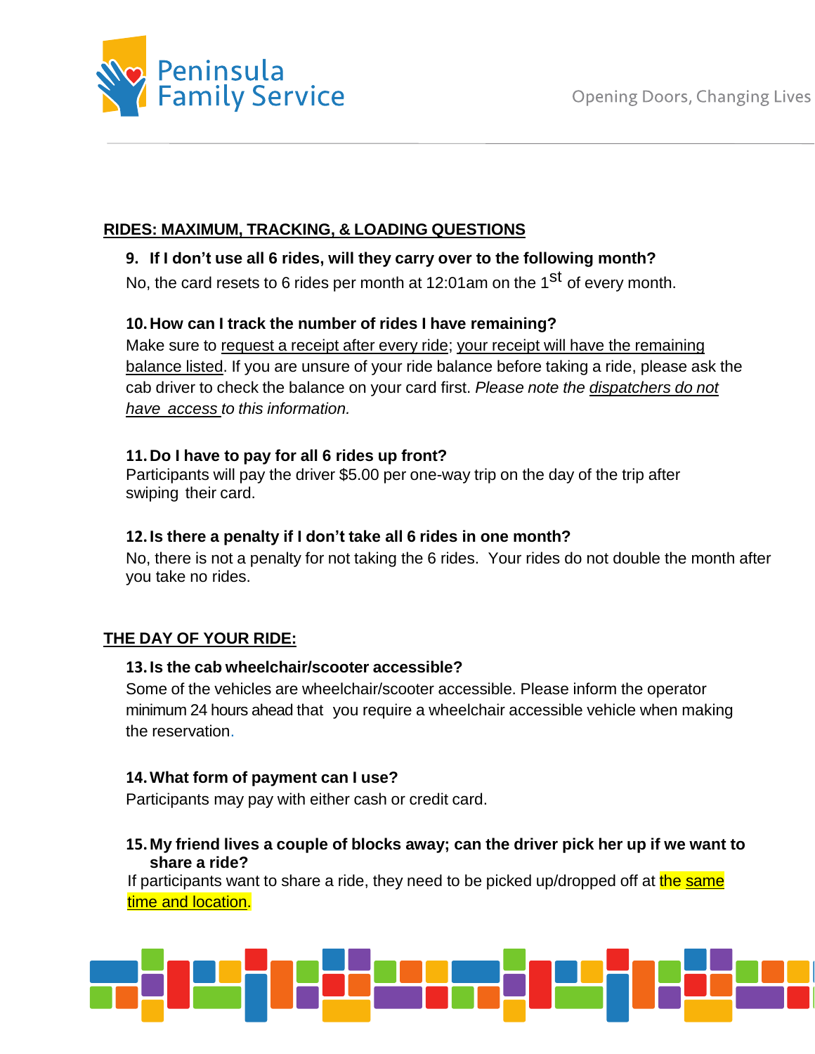## RIDES: MAXIMUM, TRACKING, & LOADING QUESTIONS

**9. If I don't use all 6 rides, will they carry over to the following month?**

No, the card resets to 6 rides per month at 12:01am on the 1st of every month.

**10. How can I track the number of rides I have remaining?**

Make sure to request a receipt after every ride; your receipt will have the remaining balance listed. If you are unsure of your ride balance before taking a ride, please ask the cab driver to check the balance on your card first. *Please note the dispatchers do not have access to this information.*

**11. Do I have to pay for all 6 rides up front?**

Participants will pay the driver $5.00 per one-way trip on the day of the trip after swiping their card.

**12. Is there a penalty if I don't take all 6 rides in one month?**

No, there is not a penalty for not taking the 6 rides. Your rides do not double the month after you take no rides.

## THE DAY OF YOUR RIDE:

**13. Is the cab wheelchair/scooter accessible?**

Some of the vehicles are wheelchair/scooter accessible. Please inform the operator minimum 24 hours ahead that you require a wheelchair accessible vehicle when making the reservation.

**14. What form of payment can I use?**

Participants may pay with either cash or credit card.

**15. My friend lives a couple of blocks away; can the driver pick her up if we want to share a ride?**

If participants want to share a ride, they need to be picked up/dropped off at the same time and location.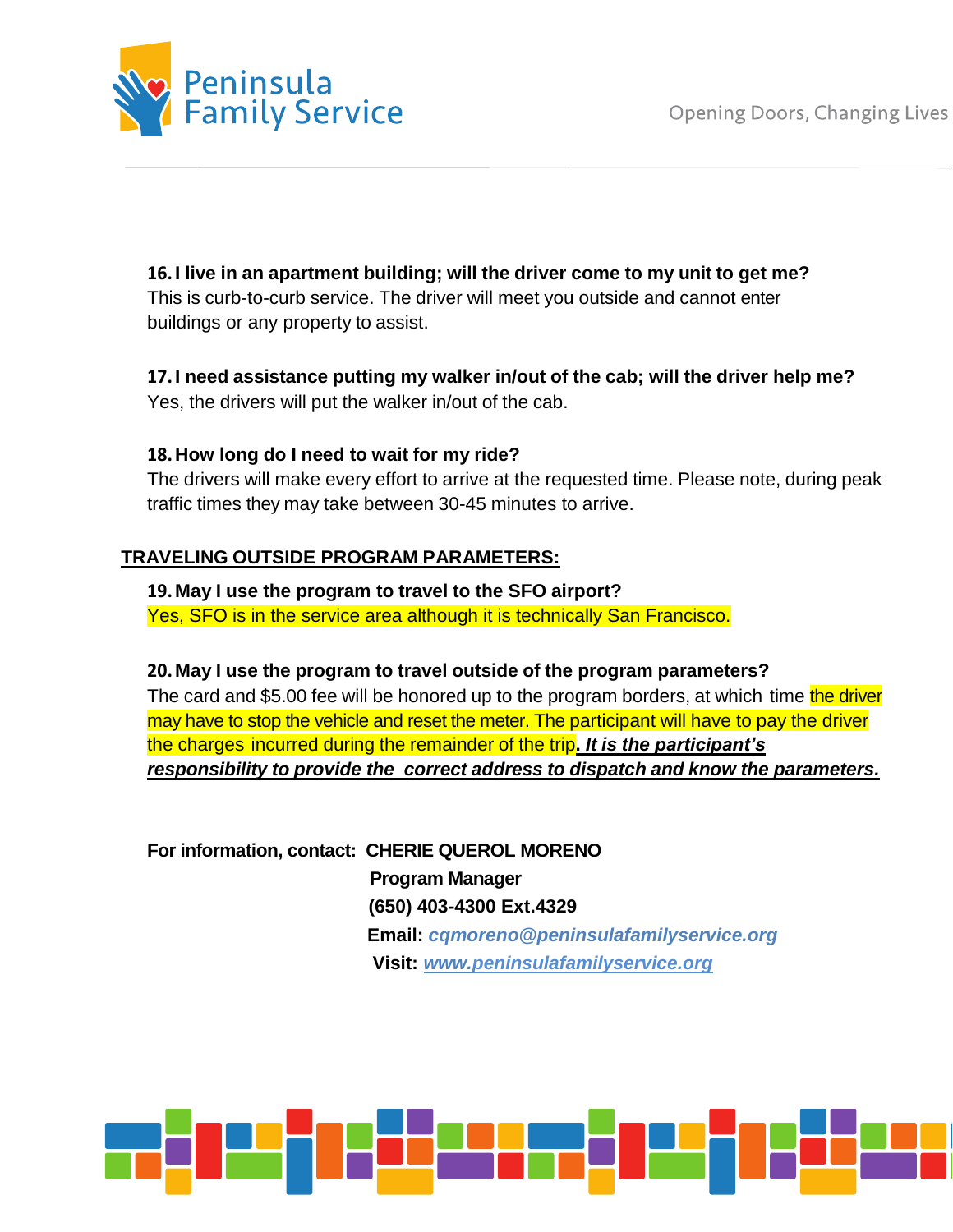**16. I live in an apartment building; will the driver come to my unit to get me?**
This is curb-to-curb service. The driver will meet you outside and cannot enter buildings or any property to assist.

**17. I need assistance putting my walker in/out of the cab; will the driver help me?**
Yes, the drivers will put the walker in/out of the cab.

**18. How long do I need to wait for my ride?**
The drivers will make every effort to arrive at the requested time. Please note, during peak traffic times they may take between 30-45 minutes to arrive.

## TRAVELING OUTSIDE PROGRAM PARAMETERS:

**19. May I use the program to travel to the SFO airport?**
Yes, SFO is in the service area although it is technically San Francisco.

**20. May I use the program to travel outside of the program parameters?**
The card and $5.00 fee will be honored up to the program borders, at which time the driver may have to stop the vehicle and reset the meter. The participant will have to pay the driver the charges incurred during the remainder of the trip***. It is the participant's responsibility to provide the correct address to dispatch and know the parameters.***

**For information, contact: CHERIE QUEROL MORENO**
**Program Manager**
**(650) 403-4300 Ext.4329**
**Email:** *cqmoreno@peninsulafamilyservice.org*
**Visit:** *www.peninsulafamilyservice.org*